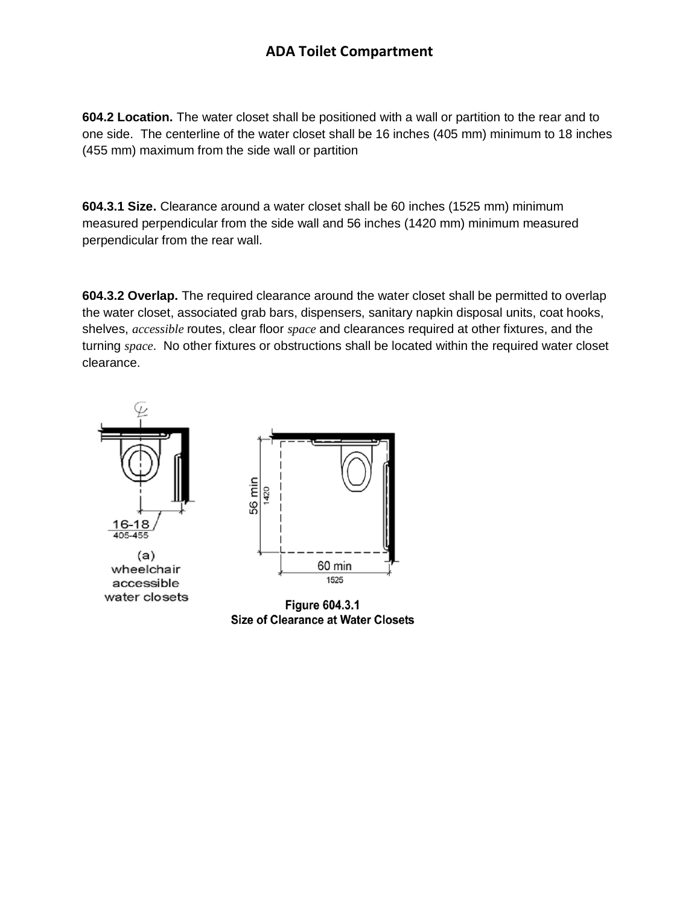# ADA Toilet Compartment

**604.2 Location.** The water closet shall be positioned with a wall or partition to the rear and to one side. The centerline of the water closet shall be 16 inches (405 mm) minimum to 18 inches (455 mm) maximum from the side wall or partition

**604.3.1 Size.** Clearance around a water closet shall be 60 inches (1525 mm) minimum measured perpendicular from the side wall and 56 inches (1420 mm) minimum measured perpendicular from the rear wall.

**604.3.2 Overlap.** The required clearance around the water closet shall be permitted to overlap the water closet, associated grab bars, dispensers, sanitary napkin disposal units, coat hooks, shelves, *accessible* routes, clear floor *space* and clearances required at other fixtures, and the turning *space*. No other fixtures or obstructions shall be located within the required water closet clearance.

16-18
405-455

(a)
wheelchair
accessible
water closets

56 min
1420

60 min
1525

**Figure 604.3.1**
**Size of Clearance at Water Closets**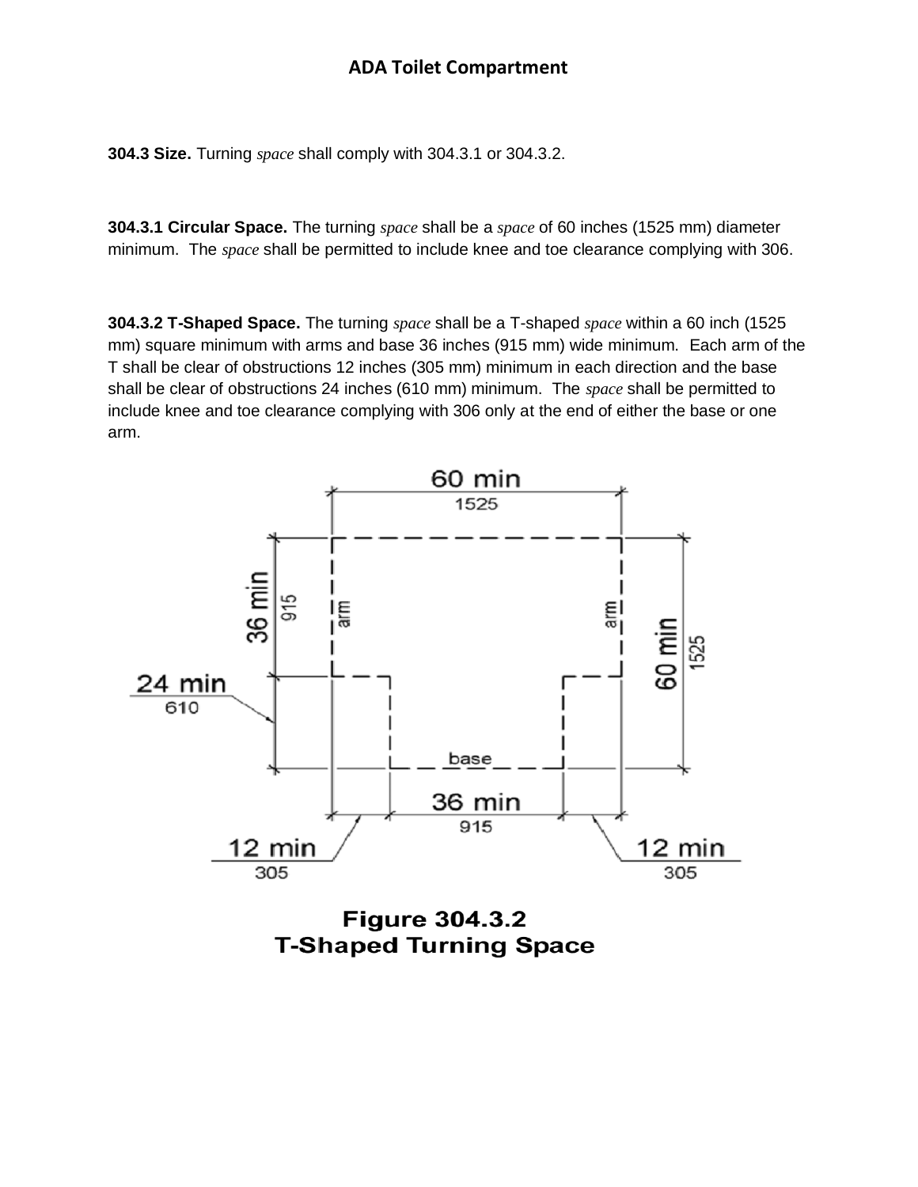**304.3 Size.** Turning *space* shall comply with 304.3.1 or 304.3.2.

**304.3.1 Circular Space.** The turning *space* shall be a *space* of 60 inches (1525 mm) diameter minimum. The *space* shall be permitted to include knee and toe clearance complying with 306.

**304.3.2 T-Shaped Space.** The turning *space* shall be a T-shaped *space* within a 60 inch (1525 mm) square minimum with arms and base 36 inches (915 mm) wide minimum. Each arm of the T shall be clear of obstructions 12 inches (305 mm) minimum in each direction and the base shall be clear of obstructions 24 inches (610 mm) minimum. The *space* shall be permitted to include knee and toe clearance complying with 306 only at the end of either the base or one arm.

60 min
1525
36 min
915
arm
arm
60 min
1525
24 min
610
base
36 min
915
12 min
305
12 min
305

**Figure 304.3.2**
**T-Shaped Turning Space**